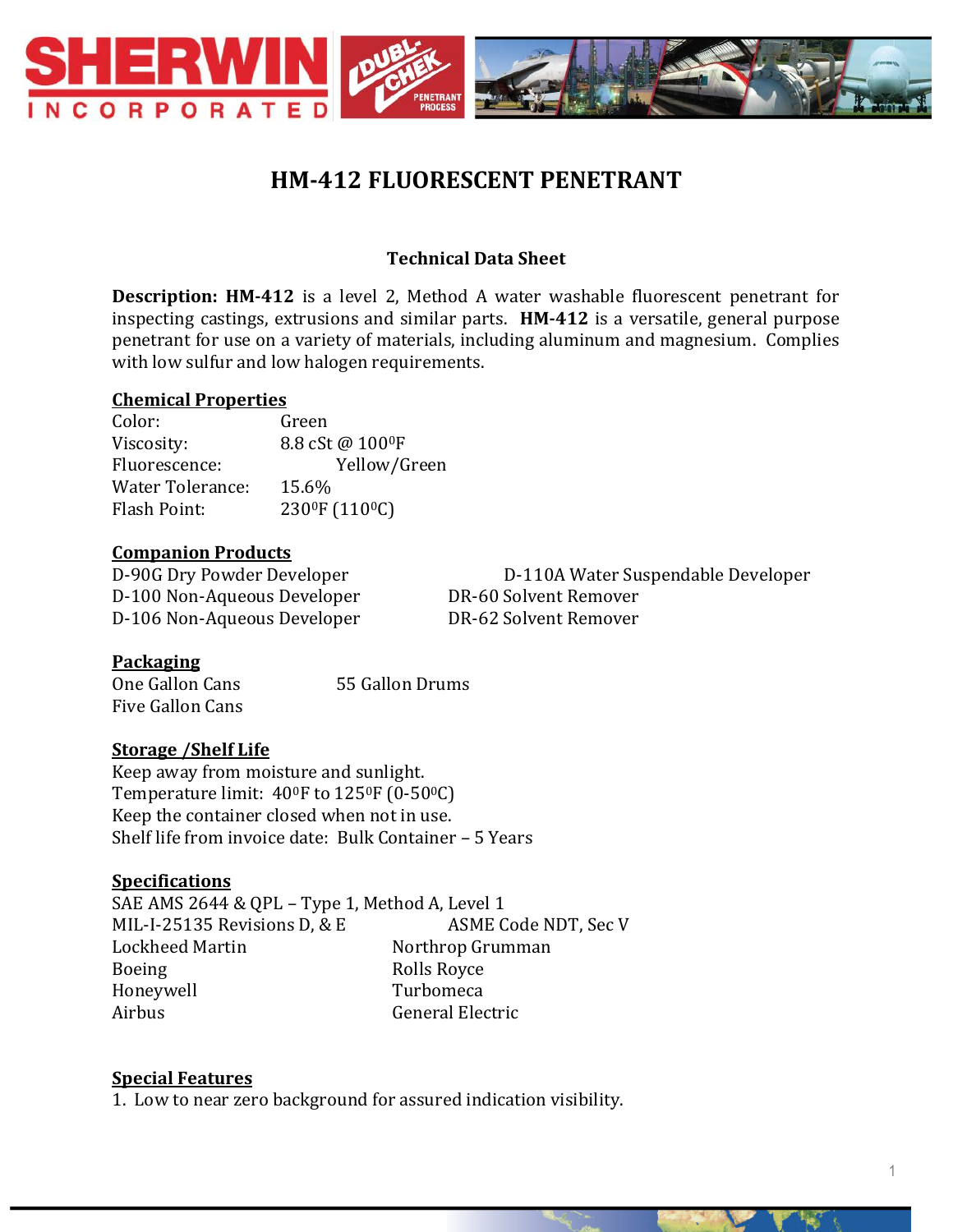# HM-412 FLUORESCENT PENETRANT

### Technical Data Sheet

**Description: HM-412** is a level 2, Method A water washable fluorescent penetrant for inspecting castings, extrusions and similar parts. **HM-412** is a versatile, general purpose penetrant for use on a variety of materials, including aluminum and magnesium. Complies with low sulfur and low halogen requirements.

## Chemical Properties

| | |
|---|---|
| Color: | Green |
| Viscosity: | 8.8 cSt @ 100$^0$F |
| Fluorescence: | Yellow/Green |
| Water Tolerance: | 15.6% |
| Flash Point: | 230$^0$F (110$^0$C) |

## Companion Products

D-90G Dry Powder Developer
D-100 Non-Aqueous Developer
D-106 Non-Aqueous Developer
D-110A Water Suspendable Developer
DR-60 Solvent Remover
DR-62 Solvent Remover

## Packaging

One Gallon Cans
Five Gallon Cans
55 Gallon Drums

## Storage /Shelf Life

Keep away from moisture and sunlight.
Temperature limit: 40$^0$F to 125$^0$F (0-50$^0$C)
Keep the container closed when not in use.
Shelf life from invoice date: Bulk Container – 5 Years

## Specifications

SAE AMS 2644 & QPL – Type 1, Method A, Level 1
MIL-I-25135 Revisions D, & E
ASME Code NDT, Sec V
Lockheed Martin
Northrop Grumman
Boeing
Rolls Royce
Honeywell
Turbomeca
Airbus
General Electric

## Special Features

1. Low to near zero background for assured indication visibility.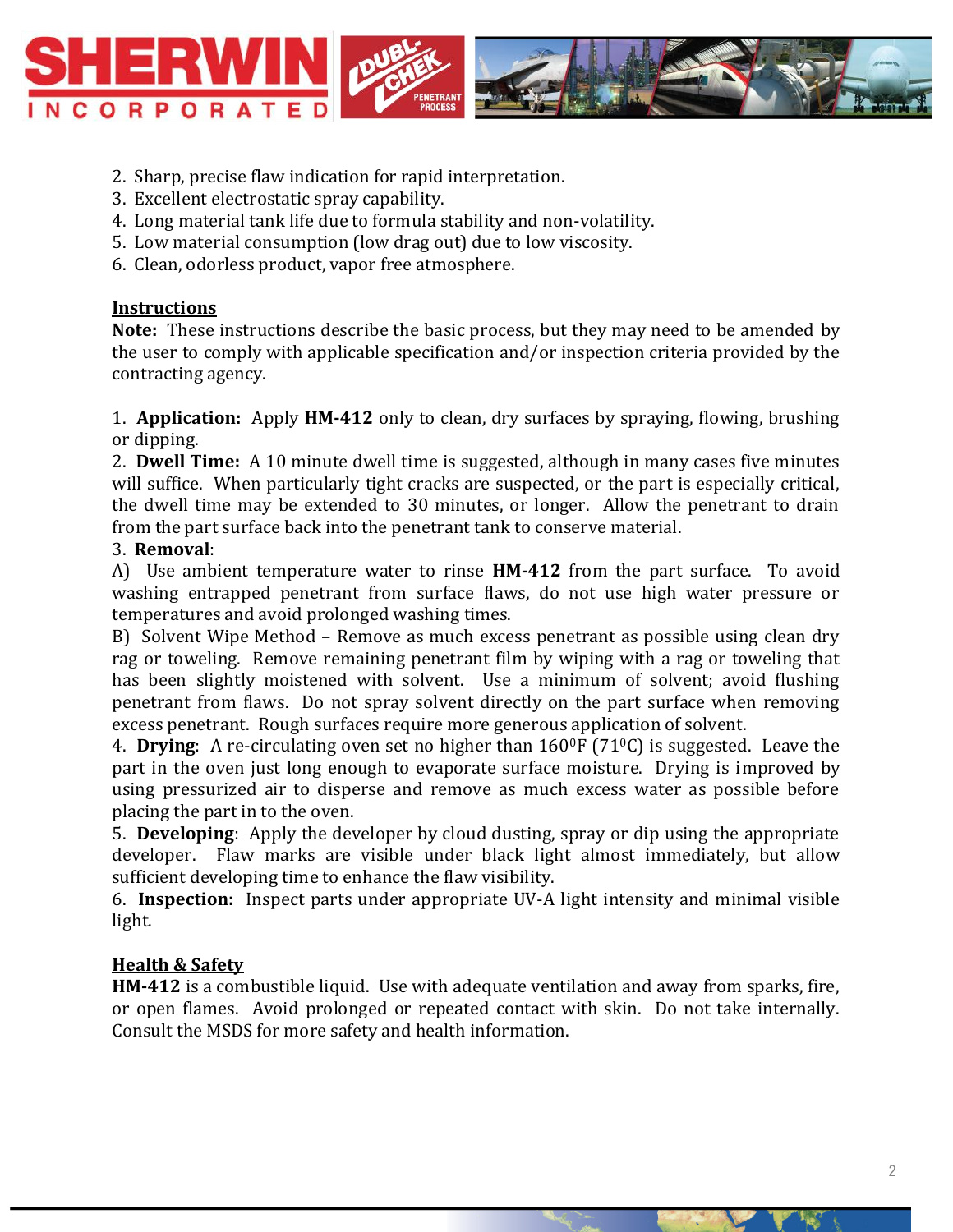2. Sharp, precise flaw indication for rapid interpretation.
3. Excellent electrostatic spray capability.
4. Long material tank life due to formula stability and non-volatility.
5. Low material consumption (low drag out) due to low viscosity.
6. Clean, odorless product, vapor free atmosphere.

## Instructions

**Note:** These instructions describe the basic process, but they may need to be amended by the user to comply with applicable specification and/or inspection criteria provided by the contracting agency.

1. **Application:** Apply **HM-412** only to clean, dry surfaces by spraying, flowing, brushing or dipping.
2. **Dwell Time:** A 10 minute dwell time is suggested, although in many cases five minutes will suffice. When particularly tight cracks are suspected, or the part is especially critical, the dwell time may be extended to 30 minutes, or longer. Allow the penetrant to drain from the part surface back into the penetrant tank to conserve material.
3. **Removal**:
A) Use ambient temperature water to rinse **HM-412** from the part surface. To avoid washing entrapped penetrant from surface flaws, do not use high water pressure or temperatures and avoid prolonged washing times.
B) Solvent Wipe Method – Remove as much excess penetrant as possible using clean dry rag or toweling. Remove remaining penetrant film by wiping with a rag or toweling that has been slightly moistened with solvent. Use a minimum of solvent; avoid flushing penetrant from flaws. Do not spray solvent directly on the part surface when removing excess penetrant. Rough surfaces require more generous application of solvent.
4. **Drying**: A re-circulating oven set no higher than 160$^{0}$F (71$^{0}$C) is suggested. Leave the part in the oven just long enough to evaporate surface moisture. Drying is improved by using pressurized air to disperse and remove as much excess water as possible before placing the part in to the oven.
5. **Developing**: Apply the developer by cloud dusting, spray or dip using the appropriate developer. Flaw marks are visible under black light almost immediately, but allow sufficient developing time to enhance the flaw visibility.
6. **Inspection:** Inspect parts under appropriate UV-A light intensity and minimal visible light.

## Health & Safety

**HM-412** is a combustible liquid. Use with adequate ventilation and away from sparks, fire, or open flames. Avoid prolonged or repeated contact with skin. Do not take internally. Consult the MSDS for more safety and health information.